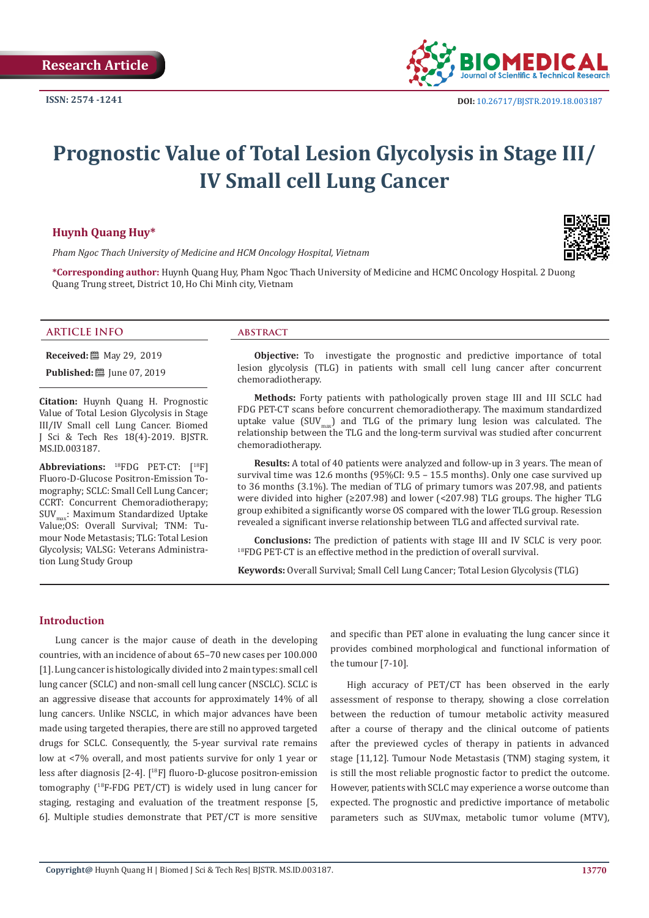Research Article

ISSN: 2574 -1241

DOI: 10.26717/BJSTR.2019.18.003187

# Prognostic Value of Total Lesion Glycolysis in Stage III/ IV Small cell Lung Cancer

**Huynh Quang Huy***

*Pham Ngoc Thach University of Medicine and HCM Oncology Hospital, Vietnam*

***Corresponding author:** Huynh Quang Huy, Pham Ngoc Thach University of Medicine and HCMC Oncology Hospital. 2 Duong Quang Trung street, District 10, Ho Chi Minh city, Vietnam

## ARTICLE INFO

**Received:** May 29, 2019

**Published:** June 07, 2019

**Citation:** Huynh Quang H. Prognostic Value of Total Lesion Glycolysis in Stage III/IV Small cell Lung Cancer. Biomed J Sci & Tech Res 18(4)-2019. BJSTR. MS.ID.003187.

**Abbreviations:** [18]FDG PET-CT: [[18]F] Fluoro-D-Glucose Positron-Emission Tomography; SCLC: Small Cell Lung Cancer; CCRT: Concurrent Chemoradiotherapy; $SUV_{max}$: Maximum Standardized Uptake Value;OS: Overall Survival; TNM: Tumour Node Metastasis; TLG: Total Lesion Glycolysis; VALSG: Veterans Administration Lung Study Group

## ABSTRACT

**Objective:** To investigate the prognostic and predictive importance of total lesion glycolysis (TLG) in patients with small cell lung cancer after concurrent chemoradiotherapy.

**Methods:** Forty patients with pathologically proven stage III and III SCLC had FDG PET-CT scans before concurrent chemoradiotherapy. The maximum standardized uptake value ($SUV_{max}$) and TLG of the primary lung lesion was calculated. The relationship between the TLG and the long-term survival was studied after concurrent chemoradiotherapy.

**Results:** A total of 40 patients were analyzed and follow-up in 3 years. The mean of survival time was 12.6 months (95%CI: 9.5 – 15.5 months). Only one case survived up to 36 months (3.1%). The median of TLG of primary tumors was 207.98, and patients were divided into higher (≥207.98) and lower (<207.98) TLG groups. The higher TLG group exhibited a significantly worse OS compared with the lower TLG group. Resession revealed a significant inverse relationship between TLG and affected survival rate.

**Conclusions:** The prediction of patients with stage III and IV SCLC is very poor. [18]FDG PET-CT is an effective method in the prediction of overall survival.

**Keywords:** Overall Survival; Small Cell Lung Cancer; Total Lesion Glycolysis (TLG)

## Introduction

Lung cancer is the major cause of death in the developing countries, with an incidence of about 65–70 new cases per 100.000 [1]. Lung cancer is histologically divided into 2 main types: small cell lung cancer (SCLC) and non-small cell lung cancer (NSCLC). SCLC is an aggressive disease that accounts for approximately 14% of all lung cancers. Unlike NSCLC, in which major advances have been made using targeted therapies, there are still no approved targeted drugs for SCLC. Consequently, the 5-year survival rate remains low at <7% overall, and most patients survive for only 1 year or less after diagnosis [2-4]. [[18]F] fluoro-D-glucose positron-emission tomography ([18]F-FDG PET/CT) is widely used in lung cancer for staging, restaging and evaluation of the treatment response [5, 6]. Multiple studies demonstrate that PET/CT is more sensitive and specific than PET alone in evaluating the lung cancer since it provides combined morphological and functional information of the tumour [7-10].

High accuracy of PET/CT has been observed in the early assessment of response to therapy, showing a close correlation between the reduction of tumour metabolic activity measured after a course of therapy and the clinical outcome of patients after the previewed cycles of therapy in patients in advanced stage [11,12]. Tumour Node Metastasis (TNM) staging system, it is still the most reliable prognostic factor to predict the outcome. However, patients with SCLC may experience a worse outcome than expected. The prognostic and predictive importance of metabolic parameters such as SUVmax, metabolic tumor volume (MTV),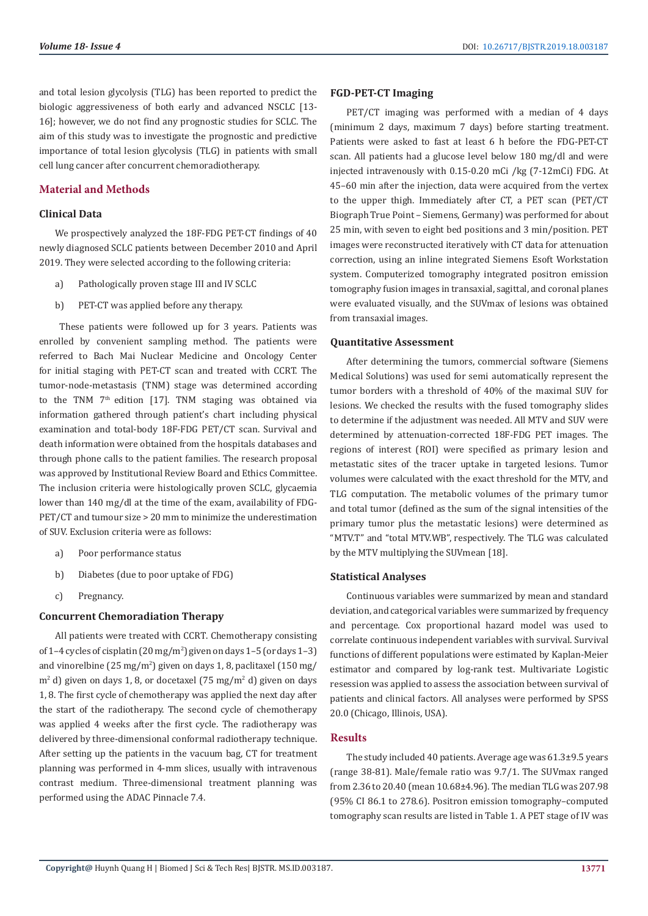and total lesion glycolysis (TLG) has been reported to predict the biologic aggressiveness of both early and advanced NSCLC [13-16]; however, we do not find any prognostic studies for SCLC. The aim of this study was to investigate the prognostic and predictive importance of total lesion glycolysis (TLG) in patients with small cell lung cancer after concurrent chemoradiotherapy.

## Material and Methods

### Clinical Data

We prospectively analyzed the 18F-FDG PET-CT findings of 40 newly diagnosed SCLC patients between December 2010 and April 2019. They were selected according to the following criteria:

a) Pathologically proven stage III and IV SCLC

b) PET-CT was applied before any therapy.

These patients were followed up for 3 years. Patients was enrolled by convenient sampling method. The patients were referred to Bach Mai Nuclear Medicine and Oncology Center for initial staging with PET-CT scan and treated with CCRT. The tumor-node-metastasis (TNM) stage was determined according to the TNM 7th edition [17]. TNM staging was obtained via information gathered through patient's chart including physical examination and total-body 18F-FDG PET/CT scan. Survival and death information were obtained from the hospitals databases and through phone calls to the patient families. The research proposal was approved by Institutional Review Board and Ethics Committee. The inclusion criteria were histologically proven SCLC, glycaemia lower than 140 mg/dl at the time of the exam, availability of FDG-PET/CT and tumour size > 20 mm to minimize the underestimation of SUV. Exclusion criteria were as follows:

a) Poor performance status

b) Diabetes (due to poor uptake of FDG)

c) Pregnancy.

### Concurrent Chemoradiation Therapy

All patients were treated with CCRT. Chemotherapy consisting of 1–4 cycles of cisplatin (20 mg/m$^2$) given on days 1–5 (or days 1–3) and vinorelbine (25 mg/m$^2$) given on days 1, 8, paclitaxel (150 mg/m$^2$ d) given on days 1, 8, or docetaxel (75 mg/m$^2$ d) given on days 1, 8. The first cycle of chemotherapy was applied the next day after the start of the radiotherapy. The second cycle of chemotherapy was applied 4 weeks after the first cycle. The radiotherapy was delivered by three-dimensional conformal radiotherapy technique. After setting up the patients in the vacuum bag, CT for treatment planning was performed in 4-mm slices, usually with intravenous contrast medium. Three-dimensional treatment planning was performed using the ADAC Pinnacle 7.4.

### FGD-PET-CT Imaging

PET/CT imaging was performed with a median of 4 days (minimum 2 days, maximum 7 days) before starting treatment. Patients were asked to fast at least 6 h before the FDG-PET-CT scan. All patients had a glucose level below 180 mg/dl and were injected intravenously with 0.15-0.20 mCi /kg (7-12mCi) FDG. At 45–60 min after the injection, data were acquired from the vertex to the upper thigh. Immediately after CT, a PET scan (PET/CT Biograph True Point – Siemens, Germany) was performed for about 25 min, with seven to eight bed positions and 3 min/position. PET images were reconstructed iteratively with CT data for attenuation correction, using an inline integrated Siemens Esoft Workstation system. Computerized tomography integrated positron emission tomography fusion images in transaxial, sagittal, and coronal planes were evaluated visually, and the SUVmax of lesions was obtained from transaxial images.

### Quantitative Assessment

After determining the tumors, commercial software (Siemens Medical Solutions) was used for semi automatically represent the tumor borders with a threshold of 40% of the maximal SUV for lesions. We checked the results with the fused tomography slides to determine if the adjustment was needed. All MTV and SUV were determined by attenuation-corrected 18F-FDG PET images. The regions of interest (ROI) were specified as primary lesion and metastatic sites of the tracer uptake in targeted lesions. Tumor volumes were calculated with the exact threshold for the MTV, and TLG computation. The metabolic volumes of the primary tumor and total tumor (defined as the sum of the signal intensities of the primary tumor plus the metastatic lesions) were determined as "MTV.T" and "total MTV.WB", respectively. The TLG was calculated by the MTV multiplying the SUVmean [18].

### Statistical Analyses

Continuous variables were summarized by mean and standard deviation, and categorical variables were summarized by frequency and percentage. Cox proportional hazard model was used to correlate continuous independent variables with survival. Survival functions of different populations were estimated by Kaplan-Meier estimator and compared by log-rank test. Multivariate Logistic resession was applied to assess the association between survival of patients and clinical factors. All analyses were performed by SPSS 20.0 (Chicago, Illinois, USA).

## Results

The study included 40 patients. Average age was 61.3±9.5 years (range 38-81). Male/female ratio was 9.7/1. The SUVmax ranged from 2.36 to 20.40 (mean 10.68±4.96). The median TLG was 207.98 (95% CI 86.1 to 278.6). Positron emission tomography–computed tomography scan results are listed in Table 1. A PET stage of IV was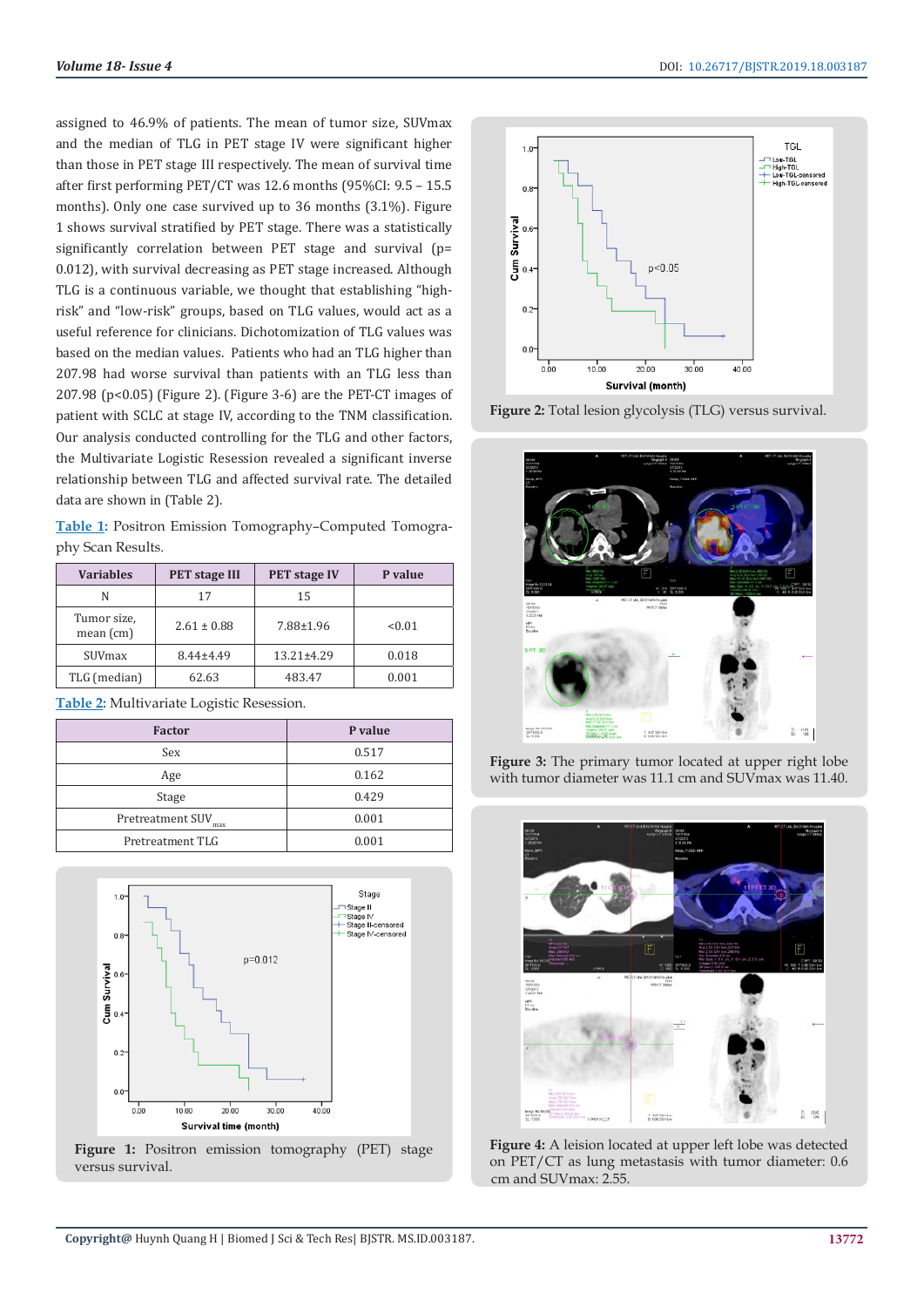assigned to 46.9% of patients. The mean of tumor size, SUVmax and the median of TLG in PET stage IV were significant higher than those in PET stage III respectively. The mean of survival time after first performing PET/CT was 12.6 months (95%CI: 9.5 – 15.5 months). Only one case survived up to 36 months (3.1%). Figure 1 shows survival stratified by PET stage. There was a statistically significantly correlation between PET stage and survival (p= 0.012), with survival decreasing as PET stage increased. Although TLG is a continuous variable, we thought that establishing "high-risk" and "low-risk" groups, based on TLG values, would act as a useful reference for clinicians. Dichotomization of TLG values was based on the median values. Patients who had an TLG higher than 207.98 had worse survival than patients with an TLG less than 207.98 (p<0.05) (Figure 2). (Figure 3-6) are the PET-CT images of patient with SCLC at stage IV, according to the TNM classification. Our analysis conducted controlling for the TLG and other factors, the Multivariate Logistic Resession revealed a significant inverse relationship between TLG and affected survival rate. The detailed data are shown in (Table 2).

**Table 1**: Positron Emission Tomography–Computed Tomography Scan Results.

| Variables | PET stage III | PET stage IV | P value |
|---|---|---|---|
| N | 17 | 15 | |
| Tumor size, mean (cm) | 2.61 ± 0.88 | 7.88±1.96 | <0.01 |
| SUVmax | 8.44±4.49 | 13.21±4.29 | 0.018 |
| TLG (median) | 62.63 | 483.47 | 0.001 |

**Table 2**: Multivariate Logistic Resession.

| Factor | P value |
|---|---|
| Sex | 0.517 |
| Age | 0.162 |
| Stage | 0.429 |
| Pretreatment $SUV_{max}$ | 0.001 |
| Pretreatment TLG | 0.001 |

**Figure 1:** Positron emission tomography (PET) stage versus survival.

**Figure 2:** Total lesion glycolysis (TLG) versus survival.

**Figure 3:** The primary tumor located at upper right lobe with tumor diameter was 11.1 cm and SUVmax was 11.40.

**Figure 4:** A leision located at upper left lobe was detected on PET/CT as lung metastasis with tumor diameter: 0.6 cm and SUVmax: 2.55.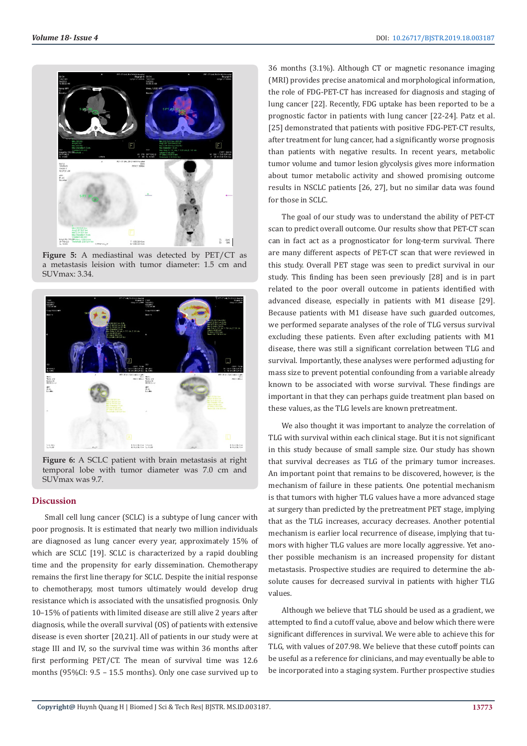Figure 5: A mediastinal was detected by PET/CT as a metastasis leision with tumor diameter: 1.5 cm and SUVmax: 3.34.

Figure 6: A SCLC patient with brain metastasis at right temporal lobe with tumor diameter was 7.0 cm and SUVmax was 9.7.

## Discussion

Small cell lung cancer (SCLC) is a subtype of lung cancer with poor prognosis. It is estimated that nearly two million individuals are diagnosed as lung cancer every year, approximately 15% of which are SCLC [19]. SCLC is characterized by a rapid doubling time and the propensity for early dissemination. Chemotherapy remains the first line therapy for SCLC. Despite the initial response to chemotherapy, most tumors ultimately would develop drug resistance which is associated with the unsatisfied prognosis. Only 10–15% of patients with limited disease are still alive 2 years after diagnosis, while the overall survival (OS) of patients with extensive disease is even shorter [20,21]. All of patients in our study were at stage III and IV, so the survival time was within 36 months after first performing PET/CT. The mean of survival time was 12.6 months (95%CI: 9.5 – 15.5 months). Only one case survived up to 36 months (3.1%). Although CT or magnetic resonance imaging (MRI) provides precise anatomical and morphological information, the role of FDG-PET-CT has increased for diagnosis and staging of lung cancer [22]. Recently, FDG uptake has been reported to be a prognostic factor in patients with lung cancer [22-24]. Patz et al. [25] demonstrated that patients with positive FDG-PET-CT results, after treatment for lung cancer, had a significantly worse prognosis than patients with negative results. In recent years, metabolic tumor volume and tumor lesion glycolysis gives more information about tumor metabolic activity and showed promising outcome results in NSCLC patients [26, 27], but no similar data was found for those in SCLC.

The goal of our study was to understand the ability of PET-CT scan to predict overall outcome. Our results show that PET-CT scan can in fact act as a prognosticator for long-term survival. There are many different aspects of PET-CT scan that were reviewed in this study. Overall PET stage was seen to predict survival in our study. This finding has been seen previously [28] and is in part related to the poor overall outcome in patients identified with advanced disease, especially in patients with M1 disease [29]. Because patients with M1 disease have such guarded outcomes, we performed separate analyses of the role of TLG versus survival excluding these patients. Even after excluding patients with M1 disease, there was still a significant correlation between TLG and survival. Importantly, these analyses were performed adjusting for mass size to prevent potential confounding from a variable already known to be associated with worse survival. These findings are important in that they can perhaps guide treatment plan based on these values, as the TLG levels are known pretreatment.

We also thought it was important to analyze the correlation of TLG with survival within each clinical stage. But it is not significant in this study because of small sample size. Our study has shown that survival decreases as TLG of the primary tumor increases. An important point that remains to be discovered, however, is the mechanism of failure in these patients. One potential mechanism is that tumors with higher TLG values have a more advanced stage at surgery than predicted by the pretreatment PET stage, implying that as the TLG increases, accuracy decreases. Another potential mechanism is earlier local recurrence of disease, implying that tumors with higher TLG values are more locally aggressive. Yet another possible mechanism is an increased propensity for distant metastasis. Prospective studies are required to determine the absolute causes for decreased survival in patients with higher TLG values.

Although we believe that TLG should be used as a gradient, we attempted to find a cutoff value, above and below which there were significant differences in survival. We were able to achieve this for TLG, with values of 207.98. We believe that these cutoff points can be useful as a reference for clinicians, and may eventually be able to be incorporated into a staging system. Further prospective studies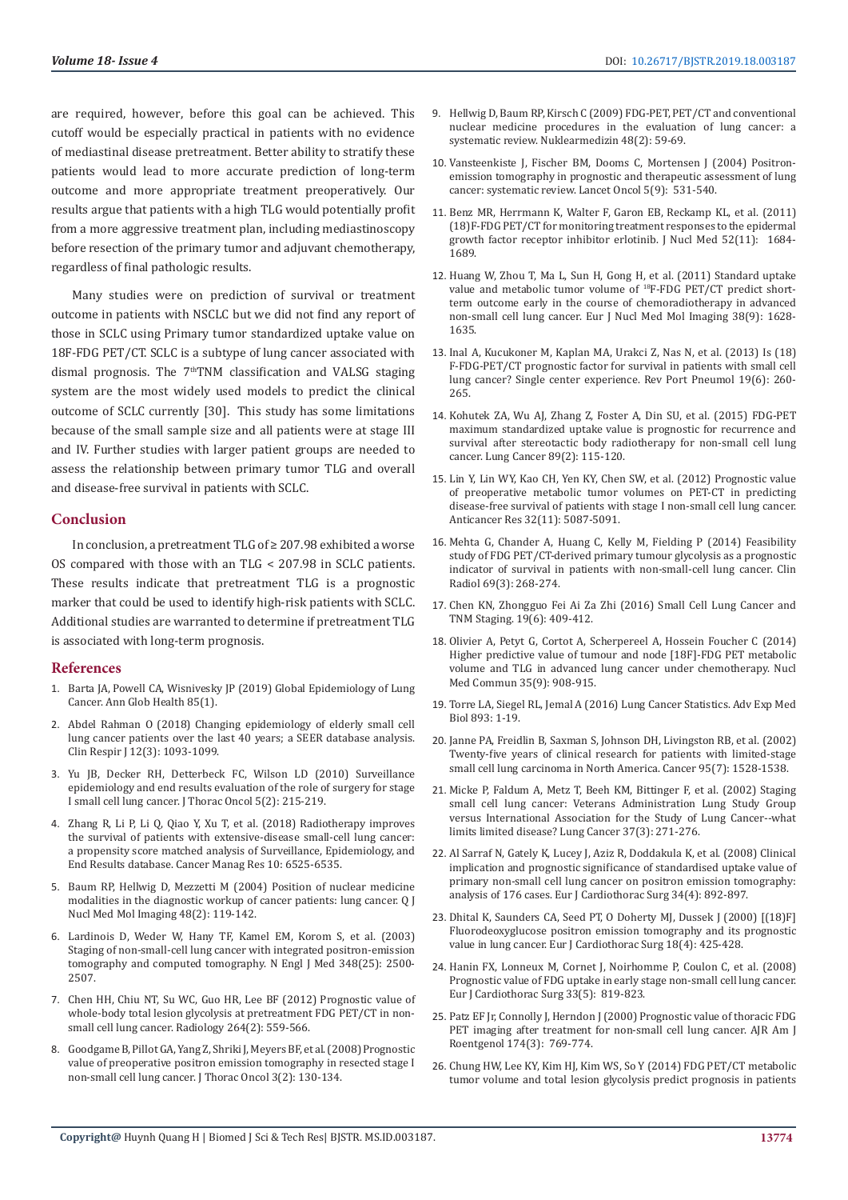are required, however, before this goal can be achieved. This cutoff would be especially practical in patients with no evidence of mediastinal disease pretreatment. Better ability to stratify these patients would lead to more accurate prediction of long-term outcome and more appropriate treatment preoperatively. Our results argue that patients with a high TLG would potentially profit from a more aggressive treatment plan, including mediastinoscopy before resection of the primary tumor and adjuvant chemotherapy, regardless of final pathologic results.

Many studies were on prediction of survival or treatment outcome in patients with NSCLC but we did not find any report of those in SCLC using Primary tumor standardized uptake value on 18F-FDG PET/CT. SCLC is a subtype of lung cancer associated with dismal prognosis. The 7thTNM classification and VALSG staging system are the most widely used models to predict the clinical outcome of SCLC currently [30]. This study has some limitations because of the small sample size and all patients were at stage III and IV. Further studies with larger patient groups are needed to assess the relationship between primary tumor TLG and overall and disease-free survival in patients with SCLC.

## Conclusion

In conclusion, a pretreatment TLG of ≥ 207.98 exhibited a worse OS compared with those with an TLG < 207.98 in SCLC patients. These results indicate that pretreatment TLG is a prognostic marker that could be used to identify high-risk patients with SCLC. Additional studies are warranted to determine if pretreatment TLG is associated with long-term prognosis.

## References

1. Barta JA, Powell CA, Wisnivesky JP (2019) Global Epidemiology of Lung Cancer. Ann Glob Health 85(1).
2. Abdel Rahman O (2018) Changing epidemiology of elderly small cell lung cancer patients over the last 40 years; a SEER database analysis. Clin Respir J 12(3): 1093-1099.
3. Yu JB, Decker RH, Detterbeck FC, Wilson LD (2010) Surveillance epidemiology and end results evaluation of the role of surgery for stage I small cell lung cancer. J Thorac Oncol 5(2): 215-219.
4. Zhang R, Li P, Li Q, Qiao Y, Xu T, et al. (2018) Radiotherapy improves the survival of patients with extensive-disease small-cell lung cancer: a propensity score matched analysis of Surveillance, Epidemiology, and End Results database. Cancer Manag Res 10: 6525-6535.
5. Baum RP, Hellwig D, Mezzetti M (2004) Position of nuclear medicine modalities in the diagnostic workup of cancer patients: lung cancer. Q J Nucl Med Mol Imaging 48(2): 119-142.
6. Lardinois D, Weder W, Hany TF, Kamel EM, Korom S, et al. (2003) Staging of non-small-cell lung cancer with integrated positron-emission tomography and computed tomography. N Engl J Med 348(25): 2500-2507.
7. Chen HH, Chiu NT, Su WC, Guo HR, Lee BF (2012) Prognostic value of whole-body total lesion glycolysis at pretreatment FDG PET/CT in non-small cell lung cancer. Radiology 264(2): 559-566.
8. Goodgame B, Pillot GA, Yang Z, Shriki J, Meyers BF, et al. (2008) Prognostic value of preoperative positron emission tomography in resected stage I non-small cell lung cancer. J Thorac Oncol 3(2): 130-134.
9. Hellwig D, Baum RP, Kirsch C (2009) FDG-PET, PET/CT and conventional nuclear medicine procedures in the evaluation of lung cancer: a systematic review. Nuklearmedizin 48(2): 59-69.
10. Vansteenkiste J, Fischer BM, Dooms C, Mortensen J (2004) Positron-emission tomography in prognostic and therapeutic assessment of lung cancer: systematic review. Lancet Oncol 5(9): 531-540.
11. Benz MR, Herrmann K, Walter F, Garon EB, Reckamp KL, et al. (2011) (18)F-FDG PET/CT for monitoring treatment responses to the epidermal growth factor receptor inhibitor erlotinib. J Nucl Med 52(11): 1684-1689.
12. Huang W, Zhou T, Ma L, Sun H, Gong H, et al. (2011) Standard uptake value and metabolic tumor volume of 18F-FDG PET/CT predict short-term outcome early in the course of chemoradiotherapy in advanced non-small cell lung cancer. Eur J Nucl Med Mol Imaging 38(9): 1628-1635.
13. Inal A, Kucukoner M, Kaplan MA, Urakci Z, Nas N, et al. (2013) Is (18) F-FDG-PET/CT prognostic factor for survival in patients with small cell lung cancer? Single center experience. Rev Port Pneumol 19(6): 260-265.
14. Kohutek ZA, Wu AJ, Zhang Z, Foster A, Din SU, et al. (2015) FDG-PET maximum standardized uptake value is prognostic for recurrence and survival after stereotactic body radiotherapy for non-small cell lung cancer. Lung Cancer 89(2): 115-120.
15. Lin Y, Lin WY, Kao CH, Yen KY, Chen SW, et al. (2012) Prognostic value of preoperative metabolic tumor volumes on PET-CT in predicting disease-free survival of patients with stage I non-small cell lung cancer. Anticancer Res 32(11): 5087-5091.
16. Mehta G, Chander A, Huang C, Kelly M, Fielding P (2014) Feasibility study of FDG PET/CT-derived primary tumour glycolysis as a prognostic indicator of survival in patients with non-small-cell lung cancer. Clin Radiol 69(3): 268-274.
17. Chen KN, Zhongguo Fei Ai Za Zhi (2016) Small Cell Lung Cancer and TNM Staging. 19(6): 409-412.
18. Olivier A, Petyt G, Cortot A, Scherpereel A, Hossein Foucher C (2014) Higher predictive value of tumour and node [18F]-FDG PET metabolic volume and TLG in advanced lung cancer under chemotherapy. Nucl Med Commun 35(9): 908-915.
19. Torre LA, Siegel RL, Jemal A (2016) Lung Cancer Statistics. Adv Exp Med Biol 893: 1-19.
20. Janne PA, Freidlin B, Saxman S, Johnson DH, Livingston RB, et al. (2002) Twenty-five years of clinical research for patients with limited-stage small cell lung carcinoma in North America. Cancer 95(7): 1528-1538.
21. Micke P, Faldum A, Metz T, Beeh KM, Bittinger F, et al. (2002) Staging small cell lung cancer: Veterans Administration Lung Study Group versus International Association for the Study of Lung Cancer--what limits limited disease? Lung Cancer 37(3): 271-276.
22. Al Sarraf N, Gately K, Lucey J, Aziz R, Doddakula K, et al. (2008) Clinical implication and prognostic significance of standardised uptake value of primary non-small cell lung cancer on positron emission tomography: analysis of 176 cases. Eur J Cardiothorac Surg 34(4): 892-897.
23. Dhital K, Saunders CA, Seed PT, O Doherty MJ, Dussek J (2000) [(18)F] Fluorodeoxyglucose positron emission tomography and its prognostic value in lung cancer. Eur J Cardiothorac Surg 18(4): 425-428.
24. Hanin FX, Lonneux M, Cornet J, Noirhomme P, Coulon C, et al. (2008) Prognostic value of FDG uptake in early stage non-small cell lung cancer. Eur J Cardiothorac Surg 33(5): 819-823.
25. Patz EF Jr, Connolly J, Herndon J (2000) Prognostic value of thoracic FDG PET imaging after treatment for non-small cell lung cancer. AJR Am J Roentgenol 174(3): 769-774.
26. Chung HW, Lee KY, Kim HJ, Kim WS, So Y (2014) FDG PET/CT metabolic tumor volume and total lesion glycolysis predict prognosis in patients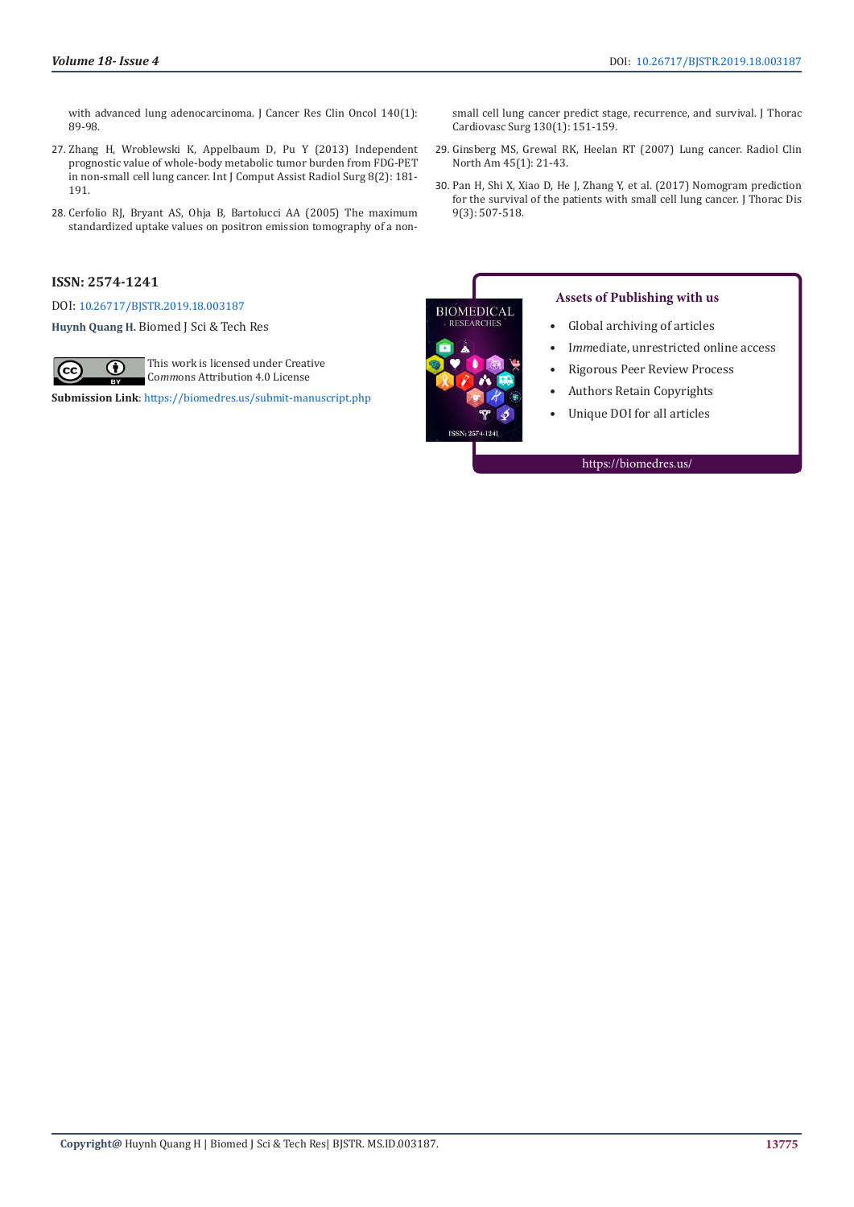with advanced lung adenocarcinoma. J Cancer Res Clin Oncol 140(1): 89-98.

27. Zhang H, Wroblewski K, Appelbaum D, Pu Y (2013) Independent prognostic value of whole-body metabolic tumor burden from FDG-PET in non-small cell lung cancer. Int J Comput Assist Radiol Surg 8(2): 181-191.
28. Cerfolio RJ, Bryant AS, Ohja B, Bartolucci AA (2005) The maximum standardized uptake values on positron emission tomography of a non-small cell lung cancer predict stage, recurrence, and survival. J Thorac Cardiovasc Surg 130(1): 151-159.
29. Ginsberg MS, Grewal RK, Heelan RT (2007) Lung cancer. Radiol Clin North Am 45(1): 21-43.
30. Pan H, Shi X, Xiao D, He J, Zhang Y, et al. (2017) Nomogram prediction for the survival of the patients with small cell lung cancer. J Thorac Dis 9(3): 507-518.

**ISSN: 2574-1241**

DOI: 10.26717/BJSTR.2019.18.003187

**Huynh Quang H.** Biomed J Sci & Tech Res

This work is licensed under Creative Commons Attribution 4.0 License

**Submission Link**: https://biomedres.us/submit-manuscript.php

BIOMEDICAL RESEARCHES

ISSN: 2574-1241

### Assets of Publishing with us

- Global archiving of articles
- Immediate, unrestricted online access
- Rigorous Peer Review Process
- Authors Retain Copyrights
- Unique DOI for all articles

https://biomedres.us/